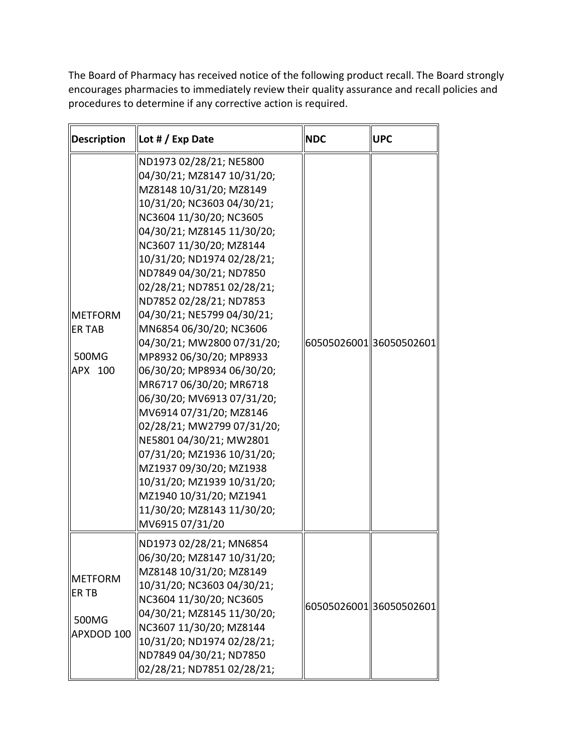The Board of Pharmacy has received notice of the following product recall. The Board strongly encourages pharmacies to immediately review their quality assurance and recall policies and procedures to determine if any corrective action is required.

| Description | Lot # / Exp Date | NDC | UPC |
|---|---|---|---|
| METFORM ER TAB 500MG APX 100 | ND1973 02/28/21; NE5800 04/30/21; MZ8147 10/31/20; MZ8148 10/31/20; MZ8149 10/31/20; NC3603 04/30/21; NC3604 11/30/20; NC3605 04/30/21; MZ8145 11/30/20; NC3607 11/30/20; MZ8144 10/31/20; ND1974 02/28/21; ND7849 04/30/21; ND7850 02/28/21; ND7851 02/28/21; ND7852 02/28/21; ND7853 04/30/21; NE5799 04/30/21; MN6854 06/30/20; NC3606 04/30/21; MW2800 07/31/20; MP8932 06/30/20; MP8933 06/30/20; MP8934 06/30/20; MR6717 06/30/20; MR6718 06/30/20; MV6913 07/31/20; MV6914 07/31/20; MZ8146 02/28/21; MW2799 07/31/20; NE5801 04/30/21; MW2801 07/31/20; MZ1936 10/31/20; MZ1937 09/30/20; MZ1938 10/31/20; MZ1939 10/31/20; MZ1940 10/31/20; MZ1941 11/30/20; MZ8143 11/30/20; MV6915 07/31/20 | 60505026001 | 36050502601 |
| METFORM ER TB 500MG APXDOD 100 | ND1973 02/28/21; MN6854 06/30/20; MZ8147 10/31/20; MZ8148 10/31/20; MZ8149 10/31/20; NC3603 04/30/21; NC3604 11/30/20; NC3605 04/30/21; MZ8145 11/30/20; NC3607 11/30/20; MZ8144 10/31/20; ND1974 02/28/21; ND7849 04/30/21; ND7850 02/28/21; ND7851 02/28/21; | 60505026001 | 36050502601 |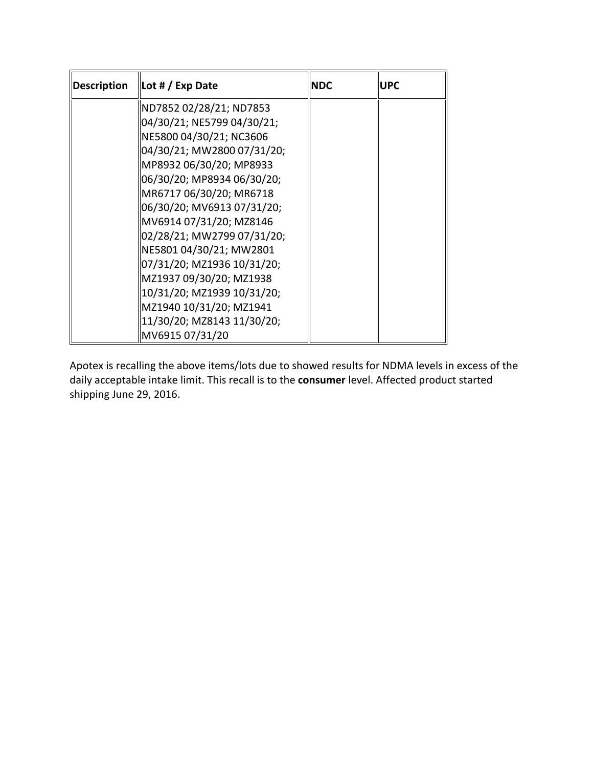| Description | Lot # / Exp Date | NDC | UPC |
| --- | --- | --- | --- |
| | ND7852 02/28/21; ND7853 04/30/21; NE5799 04/30/21; NE5800 04/30/21; NC3606 04/30/21; MW2800 07/31/20; MP8932 06/30/20; MP8933 06/30/20; MP8934 06/30/20; MR6717 06/30/20; MR6718 06/30/20; MV6913 07/31/20; MV6914 07/31/20; MZ8146 02/28/21; MW2799 07/31/20; NE5801 04/30/21; MW2801 07/31/20; MZ1936 10/31/20; MZ1937 09/30/20; MZ1938 10/31/20; MZ1939 10/31/20; MZ1940 10/31/20; MZ1941 11/30/20; MZ8143 11/30/20; MV6915 07/31/20 | | |

Apotex is recalling the above items/lots due to showed results for NDMA levels in excess of the daily acceptable intake limit. This recall is to the **consumer** level. Affected product started shipping June 29, 2016.